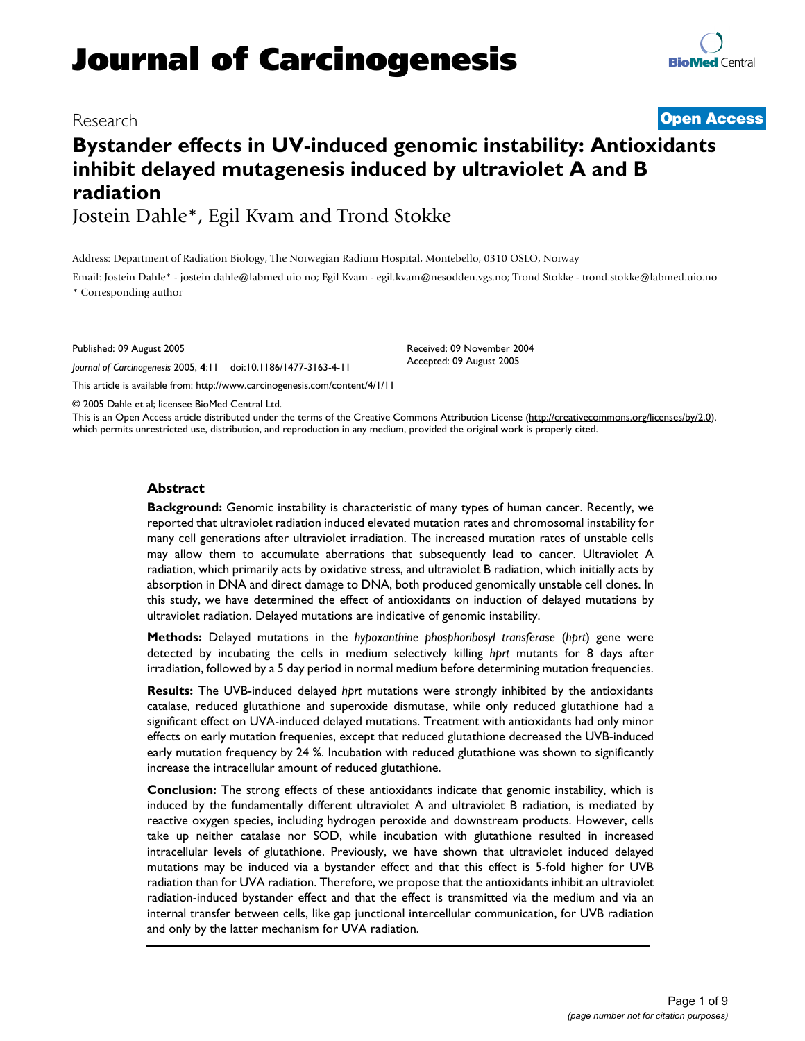# Journal of Carcinogenesis

Research

**Open Access**

# Bystander effects in UV-induced genomic instability: Antioxidants inhibit delayed mutagenesis induced by ultraviolet A and B radiation

Jostein Dahle*, Egil Kvam and Trond Stokke

Address: Department of Radiation Biology, The Norwegian Radium Hospital, Montebello, 0310 OSLO, Norway

Email: Jostein Dahle* - jostein.dahle@labmed.uio.no; Egil Kvam - egil.kvam@nesodden.vgs.no; Trond Stokke - trond.stokke@labmed.uio.no

\* Corresponding author

Published: 09 August 2005

*Journal of Carcinogenesis* 2005, **4**:11 doi:10.1186/1477-3163-4-11

Received: 09 November 2004
Accepted: 09 August 2005

This article is available from: http://www.carcinogenesis.com/content/4/1/11

© 2005 Dahle et al; licensee BioMed Central Ltd.

This is an Open Access article distributed under the terms of the Creative Commons Attribution License (http://creativecommons.org/licenses/by/2.0), which permits unrestricted use, distribution, and reproduction in any medium, provided the original work is properly cited.

## Abstract

**Background:** Genomic instability is characteristic of many types of human cancer. Recently, we reported that ultraviolet radiation induced elevated mutation rates and chromosomal instability for many cell generations after ultraviolet irradiation. The increased mutation rates of unstable cells may allow them to accumulate aberrations that subsequently lead to cancer. Ultraviolet A radiation, which primarily acts by oxidative stress, and ultraviolet B radiation, which initially acts by absorption in DNA and direct damage to DNA, both produced genomically unstable cell clones. In this study, we have determined the effect of antioxidants on induction of delayed mutations by ultraviolet radiation. Delayed mutations are indicative of genomic instability.

**Methods:** Delayed mutations in the *hypoxanthine phosphoribosyl transferase* (*hprt*) gene were detected by incubating the cells in medium selectively killing *hprt* mutants for 8 days after irradiation, followed by a 5 day period in normal medium before determining mutation frequencies.

**Results:** The UVB-induced delayed *hprt* mutations were strongly inhibited by the antioxidants catalase, reduced glutathione and superoxide dismutase, while only reduced glutathione had a significant effect on UVA-induced delayed mutations. Treatment with antioxidants had only minor effects on early mutation frequenies, except that reduced glutathione decreased the UVB-induced early mutation frequency by 24 %. Incubation with reduced glutathione was shown to significantly increase the intracellular amount of reduced glutathione.

**Conclusion:** The strong effects of these antioxidants indicate that genomic instability, which is induced by the fundamentally different ultraviolet A and ultraviolet B radiation, is mediated by reactive oxygen species, including hydrogen peroxide and downstream products. However, cells take up neither catalase nor SOD, while incubation with glutathione resulted in increased intracellular levels of glutathione. Previously, we have shown that ultraviolet induced delayed mutations may be induced via a bystander effect and that this effect is 5-fold higher for UVB radiation than for UVA radiation. Therefore, we propose that the antioxidants inhibit an ultraviolet radiation-induced bystander effect and that the effect is transmitted via the medium and via an internal transfer between cells, like gap junctional intercellular communication, for UVB radiation and only by the latter mechanism for UVA radiation.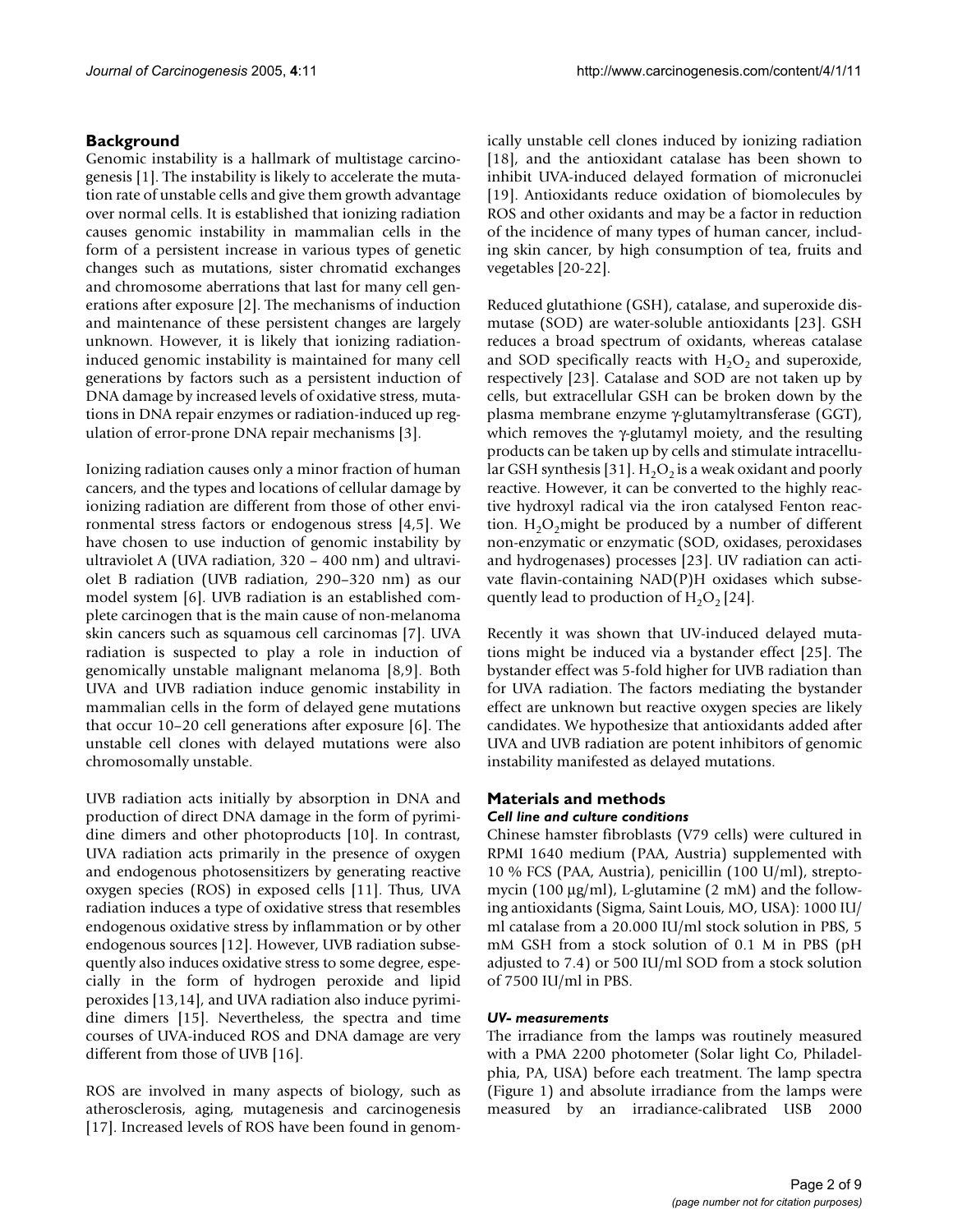## Background

Genomic instability is a hallmark of multistage carcinogenesis [1]. The instability is likely to accelerate the mutation rate of unstable cells and give them growth advantage over normal cells. It is established that ionizing radiation causes genomic instability in mammalian cells in the form of a persistent increase in various types of genetic changes such as mutations, sister chromatid exchanges and chromosome aberrations that last for many cell generations after exposure [2]. The mechanisms of induction and maintenance of these persistent changes are largely unknown. However, it is likely that ionizing radiation-induced genomic instability is maintained for many cell generations by factors such as a persistent induction of DNA damage by increased levels of oxidative stress, mutations in DNA repair enzymes or radiation-induced up regulation of error-prone DNA repair mechanisms [3].

Ionizing radiation causes only a minor fraction of human cancers, and the types and locations of cellular damage by ionizing radiation are different from those of other environmental stress factors or endogenous stress [4,5]. We have chosen to use induction of genomic instability by ultraviolet A (UVA radiation, 320 – 400 nm) and ultraviolet B radiation (UVB radiation, 290–320 nm) as our model system [6]. UVB radiation is an established complete carcinogen that is the main cause of non-melanoma skin cancers such as squamous cell carcinomas [7]. UVA radiation is suspected to play a role in induction of genomically unstable malignant melanoma [8,9]. Both UVA and UVB radiation induce genomic instability in mammalian cells in the form of delayed gene mutations that occur 10–20 cell generations after exposure [6]. The unstable cell clones with delayed mutations were also chromosomally unstable.

UVB radiation acts initially by absorption in DNA and production of direct DNA damage in the form of pyrimidine dimers and other photoproducts [10]. In contrast, UVA radiation acts primarily in the presence of oxygen and endogenous photosensitizers by generating reactive oxygen species (ROS) in exposed cells [11]. Thus, UVA radiation induces a type of oxidative stress that resembles endogenous oxidative stress by inflammation or by other endogenous sources [12]. However, UVB radiation subsequently also induces oxidative stress to some degree, especially in the form of hydrogen peroxide and lipid peroxides [13,14], and UVA radiation also induce pyrimidine dimers [15]. Nevertheless, the spectra and time courses of UVA-induced ROS and DNA damage are very different from those of UVB [16].

ROS are involved in many aspects of biology, such as atherosclerosis, aging, mutagenesis and carcinogenesis [17]. Increased levels of ROS have been found in genomically unstable cell clones induced by ionizing radiation [18], and the antioxidant catalase has been shown to inhibit UVA-induced delayed formation of micronuclei [19]. Antioxidants reduce oxidation of biomolecules by ROS and other oxidants and may be a factor in reduction of the incidence of many types of human cancer, including skin cancer, by high consumption of tea, fruits and vegetables [20-22].

Reduced glutathione (GSH), catalase, and superoxide dismutase (SOD) are water-soluble antioxidants [23]. GSH reduces a broad spectrum of oxidants, whereas catalase and SOD specifically reacts with $H_2O_2$ and superoxide, respectively [23]. Catalase and SOD are not taken up by cells, but extracellular GSH can be broken down by the plasma membrane enzyme γ-glutamyltransferase (GGT), which removes the γ-glutamyl moiety, and the resulting products can be taken up by cells and stimulate intracellular GSH synthesis [31]. $H_2O_2$ is a weak oxidant and poorly reactive. However, it can be converted to the highly reactive hydroxyl radical via the iron catalysed Fenton reaction. $H_2O_2$might be produced by a number of different non-enzymatic or enzymatic (SOD, oxidases, peroxidases and hydrogenases) processes [23]. UV radiation can activate flavin-containing NAD(P)H oxidases which subsequently lead to production of $H_2O_2$ [24].

Recently it was shown that UV-induced delayed mutations might be induced via a bystander effect [25]. The bystander effect was 5-fold higher for UVB radiation than for UVA radiation. The factors mediating the bystander effect are unknown but reactive oxygen species are likely candidates. We hypothesize that antioxidants added after UVA and UVB radiation are potent inhibitors of genomic instability manifested as delayed mutations.

## Materials and methods

### *Cell line and culture conditions*

Chinese hamster fibroblasts (V79 cells) were cultured in RPMI 1640 medium (PAA, Austria) supplemented with 10 % FCS (PAA, Austria), penicillin (100 U/ml), streptomycin (100 µg/ml), L-glutamine (2 mM) and the following antioxidants (Sigma, Saint Louis, MO, USA): 1000 IU/ml catalase from a 20.000 IU/ml stock solution in PBS, 5 mM GSH from a stock solution of 0.1 M in PBS (pH adjusted to 7.4) or 500 IU/ml SOD from a stock solution of 7500 IU/ml in PBS.

### *UV- measurements*

The irradiance from the lamps was routinely measured with a PMA 2200 photometer (Solar light Co, Philadelphia, PA, USA) before each treatment. The lamp spectra (Figure 1) and absolute irradiance from the lamps were measured by an irradiance-calibrated USB 2000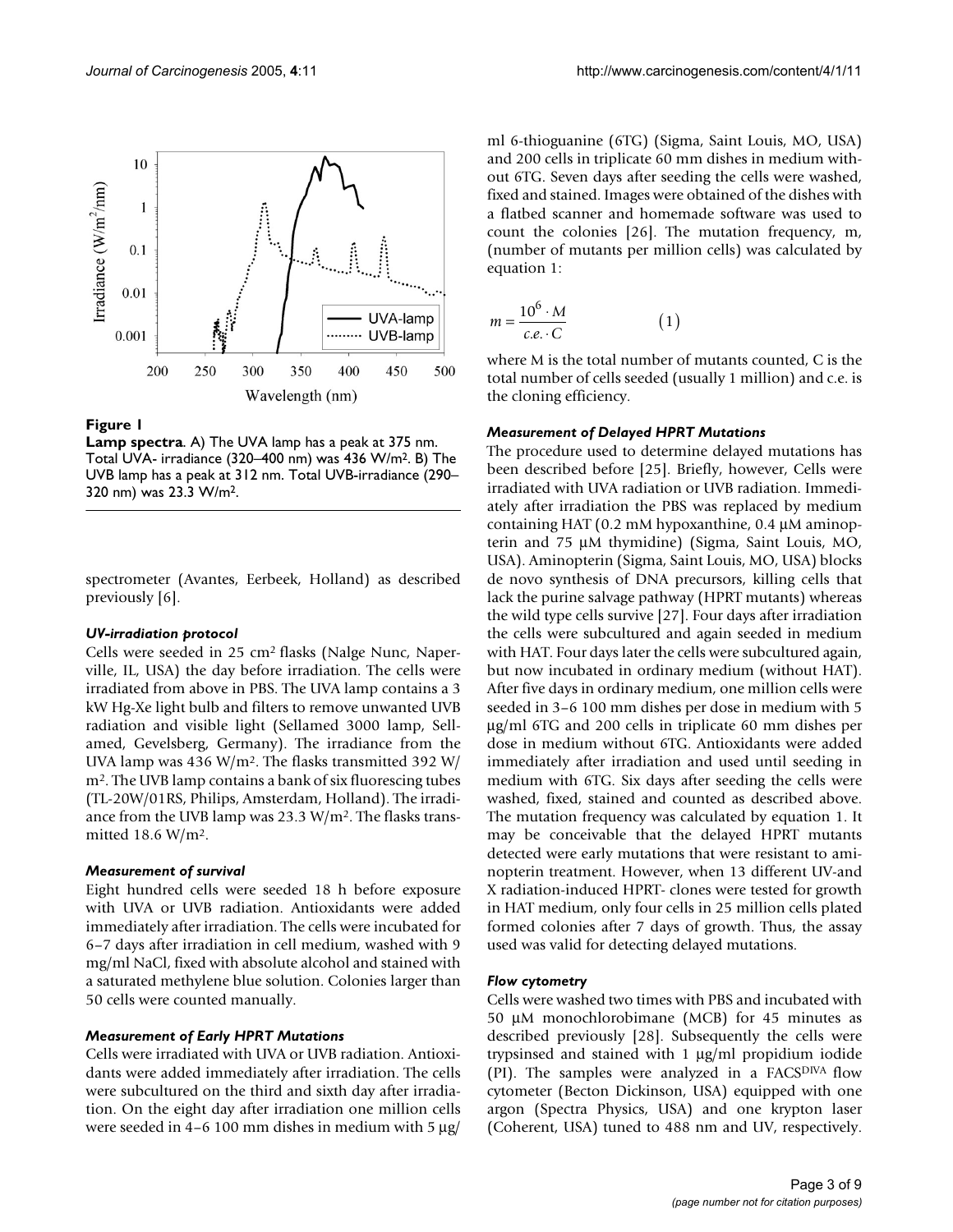**Figure 1**

**Lamp spectra**. A) The UVA lamp has a peak at 375 nm. Total UVA- irradiance (320–400 nm) was 436 W/m². B) The UVB lamp has a peak at 312 nm. Total UVB-irradiance (290–320 nm) was 23.3 W/m².

spectrometer (Avantes, Eerbeek, Holland) as described previously [6].

### *UV-irradiation protocol*

Cells were seeded in 25 cm² flasks (Nalge Nunc, Naperville, IL, USA) the day before irradiation. The cells were irradiated from above in PBS. The UVA lamp contains a 3 kW Hg-Xe light bulb and filters to remove unwanted UVB radiation and visible light (Sellamed 3000 lamp, Sellamed, Gevelsberg, Germany). The irradiance from the UVA lamp was 436 W/m². The flasks transmitted 392 W/m². The UVB lamp contains a bank of six fluorescing tubes (TL-20W/01RS, Philips, Amsterdam, Holland). The irradiance from the UVB lamp was 23.3 W/m². The flasks transmitted 18.6 W/m².

### *Measurement of survival*

Eight hundred cells were seeded 18 h before exposure with UVA or UVB radiation. Antioxidants were added immediately after irradiation. The cells were incubated for 6–7 days after irradiation in cell medium, washed with 9 mg/ml NaCl, fixed with absolute alcohol and stained with a saturated methylene blue solution. Colonies larger than 50 cells were counted manually.

### *Measurement of Early HPRT Mutations*

Cells were irradiated with UVA or UVB radiation. Antioxidants were added immediately after irradiation. The cells were subcultured on the third and sixth day after irradiation. On the eight day after irradiation one million cells were seeded in 4–6 100 mm dishes in medium with 5 µg/ml 6-thioguanine (6TG) (Sigma, Saint Louis, MO, USA) and 200 cells in triplicate 60 mm dishes in medium without 6TG. Seven days after seeding the cells were washed, fixed and stained. Images were obtained of the dishes with a flatbed scanner and homemade software was used to count the colonies [26]. The mutation frequency, m, (number of mutants per million cells) was calculated by equation 1:

$$m = \frac{10^6 \cdot M}{c.e. \cdot C} \qquad (1)$$

where M is the total number of mutants counted, C is the total number of cells seeded (usually 1 million) and c.e. is the cloning efficiency.

### *Measurement of Delayed HPRT Mutations*

The procedure used to determine delayed mutations has been described before [25]. Briefly, however, Cells were irradiated with UVA radiation or UVB radiation. Immediately after irradiation the PBS was replaced by medium containing HAT (0.2 mM hypoxanthine, 0.4 µM aminopterin and 75 µM thymidine) (Sigma, Saint Louis, MO, USA). Aminopterin (Sigma, Saint Louis, MO, USA) blocks de novo synthesis of DNA precursors, killing cells that lack the purine salvage pathway (HPRT mutants) whereas the wild type cells survive [27]. Four days after irradiation the cells were subcultured and again seeded in medium with HAT. Four days later the cells were subcultured again, but now incubated in ordinary medium (without HAT). After five days in ordinary medium, one million cells were seeded in 3–6 100 mm dishes per dose in medium with 5 µg/ml 6TG and 200 cells in triplicate 60 mm dishes per dose in medium without 6TG. Antioxidants were added immediately after irradiation and used until seeding in medium with 6TG. Six days after seeding the cells were washed, fixed, stained and counted as described above. The mutation frequency was calculated by equation 1. It may be conceivable that the delayed HPRT mutants detected were early mutations that were resistant to aminopterin treatment. However, when 13 different UV-and X radiation-induced HPRT- clones were tested for growth in HAT medium, only four cells in 25 million cells plated formed colonies after 7 days of growth. Thus, the assay used was valid for detecting delayed mutations.

### *Flow cytometry*

Cells were washed two times with PBS and incubated with 50 µM monochlorobimane (MCB) for 45 minutes as described previously [28]. Subsequently the cells were trypsinsed and stained with 1 µg/ml propidium iodide (PI). The samples were analyzed in a FACS$^{DIVA}$ flow cytometer (Becton Dickinson, USA) equipped with one argon (Spectra Physics, USA) and one krypton laser (Coherent, USA) tuned to 488 nm and UV, respectively.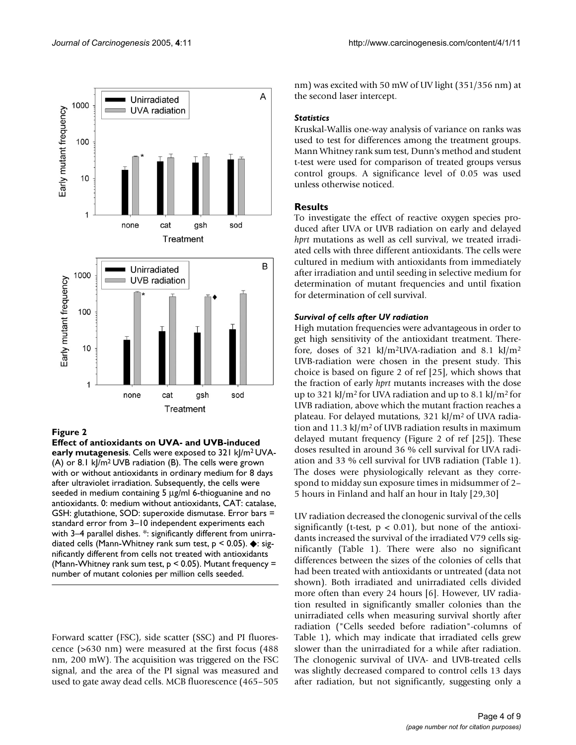**Figure 2**

**Effect of antioxidants on UVA- and UVB-induced early mutagenesis**. Cells were exposed to 321 kJ/m² UVA- (A) or 8.1 kJ/m² UVB radiation (B). The cells were grown with or without antioxidants in ordinary medium for 8 days after ultraviolet irradiation. Subsequently, the cells were seeded in medium containing 5 µg/ml 6-thioguanine and no antioxidants. 0: medium without antioxidants, CAT: catalase, GSH: glutathione, SOD: superoxide dismutase. Error bars = standard error from 3–10 independent experiments each with 3–4 parallel dishes. *: significantly different from unirradiated cells (Mann-Whitney rank sum test, $p < 0.05$). ◆: significantly different from cells not treated with antioxidants (Mann-Whitney rank sum test, $p < 0.05$). Mutant frequency = number of mutant colonies per million cells seeded.

Forward scatter (FSC), side scatter (SSC) and PI fluorescence (>630 nm) were measured at the first focus (488 nm, 200 mW). The acquisition was triggered on the FSC signal, and the area of the PI signal was measured and used to gate away dead cells. MCB fluorescence (465–505 nm) was excited with 50 mW of UV light (351/356 nm) at the second laser intercept.

### *Statistics*

Kruskal-Wallis one-way analysis of variance on ranks was used to test for differences among the treatment groups. Mann Whitney rank sum test, Dunn's method and student t-test were used for comparison of treated groups versus control groups. A significance level of 0.05 was used unless otherwise noticed.

## Results

To investigate the effect of reactive oxygen species produced after UVA or UVB radiation on early and delayed *hprt* mutations as well as cell survival, we treated irradiated cells with three different antioxidants. The cells were cultured in medium with antioxidants from immediately after irradiation and until seeding in selective medium for determination of mutant frequencies and until fixation for determination of cell survival.

### *Survival of cells after UV radiation*

High mutation frequencies were advantageous in order to get high sensitivity of the antioxidant treatment. Therefore, doses of 321 kJ/m²UVA-radiation and 8.1 kJ/m² UVB-radiation were chosen in the present study. This choice is based on figure 2 of ref [25], which shows that the fraction of early *hprt* mutants increases with the dose up to 321 kJ/m² for UVA radiation and up to 8.1 kJ/m² for UVB radiation, above which the mutant fraction reaches a plateau. For delayed mutations, 321 kJ/m² of UVA radiation and 11.3 kJ/m² of UVB radiation results in maximum delayed mutant frequency (Figure 2 of ref [25]). These doses resulted in around 36 % cell survival for UVA radiation and 33 % cell survival for UVB radiation (Table 1). The doses were physiologically relevant as they correspond to midday sun exposure times in midsummer of 2–5 hours in Finland and half an hour in Italy [29,30]

UV radiation decreased the clonogenic survival of the cells significantly (t-test, $p < 0.01$), but none of the antioxidants increased the survival of the irradiated V79 cells significantly (Table 1). There were also no significant differences between the sizes of the colonies of cells that had been treated with antioxidants or untreated (data not shown). Both irradiated and unirradiated cells divided more often than every 24 hours [6]. However, UV radiation resulted in significantly smaller colonies than the unirradiated cells when measuring survival shortly after radiation ("Cells seeded before radiation"-columns of Table 1), which may indicate that irradiated cells grew slower than the unirradiated for a while after radiation. The clonogenic survival of UVA- and UVB-treated cells was slightly decreased compared to control cells 13 days after radiation, but not significantly, suggesting only a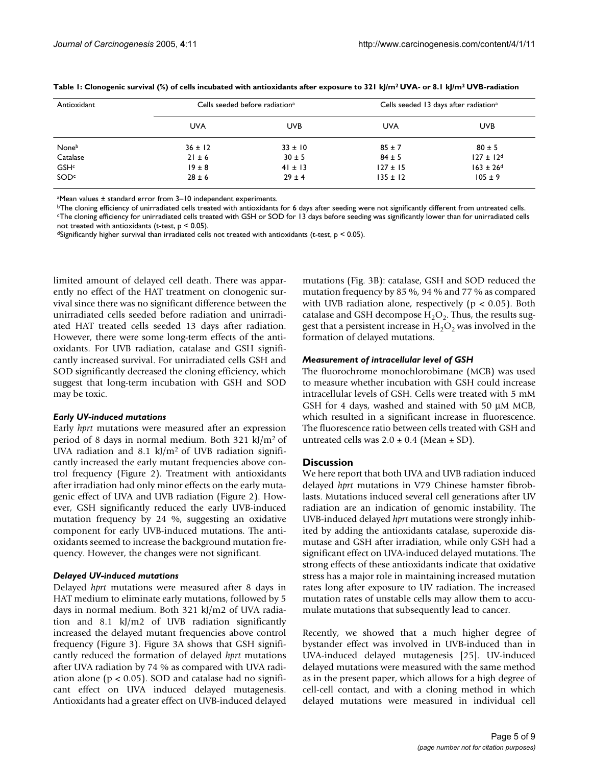**Table 1: Clonogenic survival (%) of cells incubated with antioxidants after exposure to 321 kJ/m² UVA- or 8.1 kJ/m² UVB-radiation**

| Antioxidant | Cells seeded before radiation[a] | | Cells seeded 13 days after radiation[a] | |
|---|---|---|---|---|
| | UVA | UVB | UVA | UVB |
| None[b] | 36 ± 12 | 33 ± 10 | 85 ± 7 | 80 ± 5 |
| Catalase | 21 ± 6 | 30 ± 5 | 84 ± 5 | 127 ± 12[d] |
| GSH[c] | 19 ± 8 | 41 ± 13 | 127 ± 15 | 163 ± 26[d] |
| SOD[c] | 28 ± 6 | 29 ± 4 | 135 ± 12 | 105 ± 9 |

[a]Mean values ± standard error from 3–10 independent experiments.
[b]The cloning efficiency of unirradiated cells treated with antioxidants for 6 days after seeding were not significantly different from untreated cells.
[c]The cloning efficiency for unirradiated cells treated with GSH or SOD for 13 days before seeding was significantly lower than for unirradiated cells not treated with antioxidants (t-test, $p < 0.05$).
[d]Significantly higher survival than irradiated cells not treated with antioxidants (t-test, $p < 0.05$).

limited amount of delayed cell death. There was apparently no effect of the HAT treatment on clonogenic survival since there was no significant difference between the unirradiated cells seeded before radiation and unirradiated HAT treated cells seeded 13 days after radiation. However, there were some long-term effects of the antioxidants. For UVB radiation, catalase and GSH significantly increased survival. For unirradiated cells GSH and SOD significantly decreased the cloning efficiency, which suggest that long-term incubation with GSH and SOD may be toxic.

### *Early UV-induced mutations*

Early *hprt* mutations were measured after an expression period of 8 days in normal medium. Both 321 kJ/m² of UVA radiation and 8.1 kJ/m² of UVB radiation significantly increased the early mutant frequencies above control frequency (Figure 2). Treatment with antioxidants after irradiation had only minor effects on the early mutagenic effect of UVA and UVB radiation (Figure 2). However, GSH significantly reduced the early UVB-induced mutation frequency by 24 %, suggesting an oxidative component for early UVB-induced mutations. The antioxidants seemed to increase the background mutation frequency. However, the changes were not significant.

### *Delayed UV-induced mutations*

Delayed *hprt* mutations were measured after 8 days in HAT medium to eliminate early mutations, followed by 5 days in normal medium. Both 321 kJ/m2 of UVA radiation and 8.1 kJ/m2 of UVB radiation significantly increased the delayed mutant frequencies above control frequency (Figure 3). Figure 3A shows that GSH significantly reduced the formation of delayed *hprt* mutations after UVA radiation by 74 % as compared with UVA radiation alone ($p < 0.05$). SOD and catalase had no significant effect on UVA induced delayed mutagenesis. Antioxidants had a greater effect on UVB-induced delayed mutations (Fig. 3B): catalase, GSH and SOD reduced the mutation frequency by 85 %, 94 % and 77 % as compared with UVB radiation alone, respectively ($p < 0.05$). Both catalase and GSH decompose $H_2O_2$. Thus, the results suggest that a persistent increase in $H_2O_2$ was involved in the formation of delayed mutations.

### *Measurement of intracellular level of GSH*

The fluorochrome monochlorobimane (MCB) was used to measure whether incubation with GSH could increase intracellular levels of GSH. Cells were treated with 5 mM GSH for 4 days, washed and stained with 50 μM MCB, which resulted in a significant increase in fluorescence. The fluorescence ratio between cells treated with GSH and untreated cells was $2.0 \pm 0.4$ (Mean ± SD).

## Discussion

We here report that both UVA and UVB radiation induced delayed *hprt* mutations in V79 Chinese hamster fibroblasts. Mutations induced several cell generations after UV radiation are an indication of genomic instability. The UVB-induced delayed *hprt* mutations were strongly inhibited by adding the antioxidants catalase, superoxide dismutase and GSH after irradiation, while only GSH had a significant effect on UVA-induced delayed mutations. The strong effects of these antioxidants indicate that oxidative stress has a major role in maintaining increased mutation rates long after exposure to UV radiation. The increased mutation rates of unstable cells may allow them to accumulate mutations that subsequently lead to cancer.

Recently, we showed that a much higher degree of bystander effect was involved in UVB-induced than in UVA-induced delayed mutagenesis [25]. UV-induced delayed mutations were measured with the same method as in the present paper, which allows for a high degree of cell-cell contact, and with a cloning method in which delayed mutations were measured in individual cell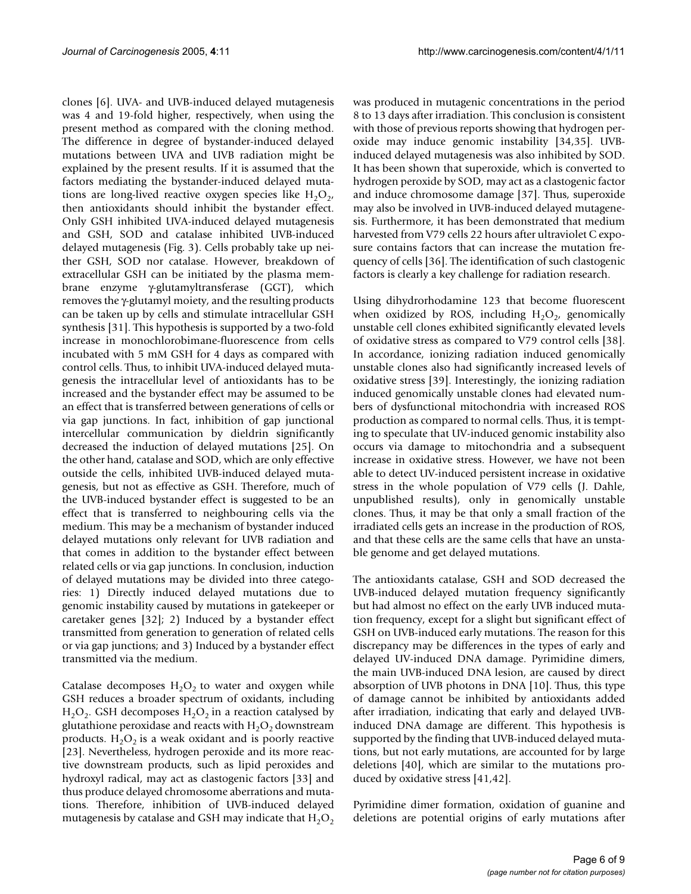clones [6]. UVA- and UVB-induced delayed mutagenesis was 4 and 19-fold higher, respectively, when using the present method as compared with the cloning method. The difference in degree of bystander-induced delayed mutations between UVA and UVB radiation might be explained by the present results. If it is assumed that the factors mediating the bystander-induced delayed mutations are long-lived reactive oxygen species like $H_2O_2$, then antioxidants should inhibit the bystander effect. Only GSH inhibited UVA-induced delayed mutagenesis and GSH, SOD and catalase inhibited UVB-induced delayed mutagenesis (Fig. 3). Cells probably take up neither GSH, SOD nor catalase. However, breakdown of extracellular GSH can be initiated by the plasma membrane enzyme γ-glutamyltransferase (GGT), which removes the γ-glutamyl moiety, and the resulting products can be taken up by cells and stimulate intracellular GSH synthesis [31]. This hypothesis is supported by a two-fold increase in monochlorobimane-fluorescence from cells incubated with 5 mM GSH for 4 days as compared with control cells. Thus, to inhibit UVA-induced delayed mutagenesis the intracellular level of antioxidants has to be increased and the bystander effect may be assumed to be an effect that is transferred between generations of cells or via gap junctions. In fact, inhibition of gap junctional intercellular communication by dieldrin significantly decreased the induction of delayed mutations [25]. On the other hand, catalase and SOD, which are only effective outside the cells, inhibited UVB-induced delayed mutagenesis, but not as effective as GSH. Therefore, much of the UVB-induced bystander effect is suggested to be an effect that is transferred to neighbouring cells via the medium. This may be a mechanism of bystander induced delayed mutations only relevant for UVB radiation and that comes in addition to the bystander effect between related cells or via gap junctions. In conclusion, induction of delayed mutations may be divided into three categories: 1) Directly induced delayed mutations due to genomic instability caused by mutations in gatekeeper or caretaker genes [32]; 2) Induced by a bystander effect transmitted from generation to generation of related cells or via gap junctions; and 3) Induced by a bystander effect transmitted via the medium.

Catalase decomposes $H_2O_2$ to water and oxygen while GSH reduces a broader spectrum of oxidants, including $H_2O_2$. GSH decomposes $H_2O_2$ in a reaction catalysed by glutathione peroxidase and reacts with $H_2O_2$ downstream products. $H_2O_2$ is a weak oxidant and is poorly reactive [23]. Nevertheless, hydrogen peroxide and its more reactive downstream products, such as lipid peroxides and hydroxyl radical, may act as clastogenic factors [33] and thus produce delayed chromosome aberrations and mutations. Therefore, inhibition of UVB-induced delayed mutagenesis by catalase and GSH may indicate that $H_2O_2$ was produced in mutagenic concentrations in the period 8 to 13 days after irradiation. This conclusion is consistent with those of previous reports showing that hydrogen peroxide may induce genomic instability [34,35]. UVB-induced delayed mutagenesis was also inhibited by SOD. It has been shown that superoxide, which is converted to hydrogen peroxide by SOD, may act as a clastogenic factor and induce chromosome damage [37]. Thus, superoxide may also be involved in UVB-induced delayed mutagenesis. Furthermore, it has been demonstrated that medium harvested from V79 cells 22 hours after ultraviolet C exposure contains factors that can increase the mutation frequency of cells [36]. The identification of such clastogenic factors is clearly a key challenge for radiation research.

Using dihydrorhodamine 123 that become fluorescent when oxidized by ROS, including $H_2O_2$, genomically unstable cell clones exhibited significantly elevated levels of oxidative stress as compared to V79 control cells [38]. In accordance, ionizing radiation induced genomically unstable clones also had significantly increased levels of oxidative stress [39]. Interestingly, the ionizing radiation induced genomically unstable clones had elevated numbers of dysfunctional mitochondria with increased ROS production as compared to normal cells. Thus, it is tempting to speculate that UV-induced genomic instability also occurs via damage to mitochondria and a subsequent increase in oxidative stress. However, we have not been able to detect UV-induced persistent increase in oxidative stress in the whole population of V79 cells (J. Dahle, unpublished results), only in genomically unstable clones. Thus, it may be that only a small fraction of the irradiated cells gets an increase in the production of ROS, and that these cells are the same cells that have an unstable genome and get delayed mutations.

The antioxidants catalase, GSH and SOD decreased the UVB-induced delayed mutation frequency significantly but had almost no effect on the early UVB induced mutation frequency, except for a slight but significant effect of GSH on UVB-induced early mutations. The reason for this discrepancy may be differences in the types of early and delayed UV-induced DNA damage. Pyrimidine dimers, the main UVB-induced DNA lesion, are caused by direct absorption of UVB photons in DNA [10]. Thus, this type of damage cannot be inhibited by antioxidants added after irradiation, indicating that early and delayed UVB-induced DNA damage are different. This hypothesis is supported by the finding that UVB-induced delayed mutations, but not early mutations, are accounted for by large deletions [40], which are similar to the mutations produced by oxidative stress [41,42].

Pyrimidine dimer formation, oxidation of guanine and deletions are potential origins of early mutations after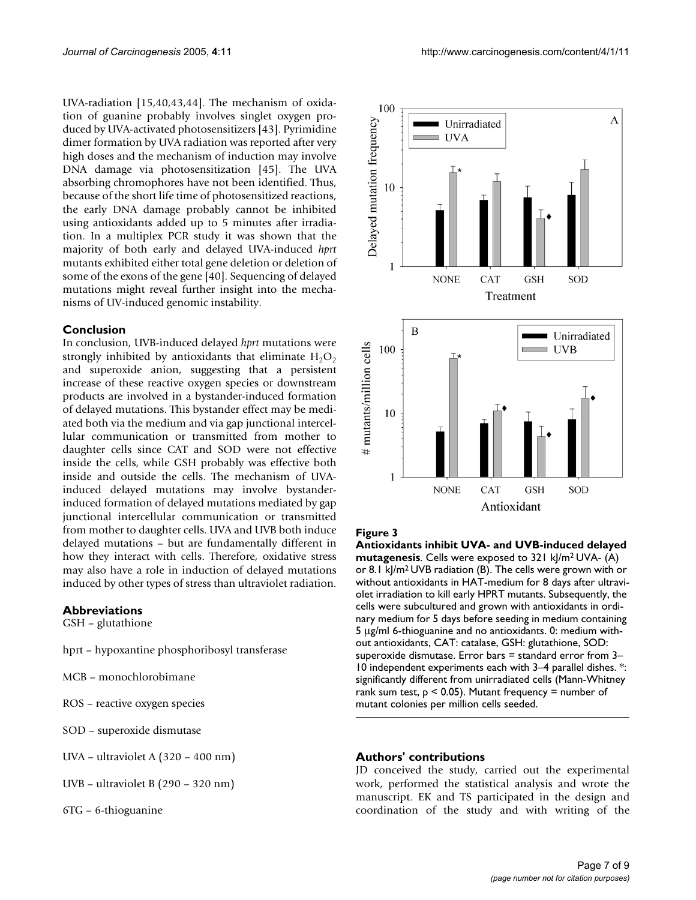UVA-radiation [15,40,43,44]. The mechanism of oxidation of guanine probably involves singlet oxygen produced by UVA-activated photosensitizers [43]. Pyrimidine dimer formation by UVA radiation was reported after very high doses and the mechanism of induction may involve DNA damage via photosensitization [45]. The UVA absorbing chromophores have not been identified. Thus, because of the short life time of photosensitized reactions, the early DNA damage probably cannot be inhibited using antioxidants added up to 5 minutes after irradiation. In a multiplex PCR study it was shown that the majority of both early and delayed UVA-induced *hprt* mutants exhibited either total gene deletion or deletion of some of the exons of the gene [40]. Sequencing of delayed mutations might reveal further insight into the mechanisms of UV-induced genomic instability.

## Conclusion

In conclusion, UVB-induced delayed *hprt* mutations were strongly inhibited by antioxidants that eliminate $H_2O_2$ and superoxide anion, suggesting that a persistent increase of these reactive oxygen species or downstream products are involved in a bystander-induced formation of delayed mutations. This bystander effect may be mediated both via the medium and via gap junctional intercellular communication or transmitted from mother to daughter cells since CAT and SOD were not effective inside the cells, while GSH probably was effective both inside and outside the cells. The mechanism of UVA-induced delayed mutations may involve bystander-induced formation of delayed mutations mediated by gap junctional intercellular communication or transmitted from mother to daughter cells. UVA and UVB both induce delayed mutations – but are fundamentally different in how they interact with cells. Therefore, oxidative stress may also have a role in induction of delayed mutations induced by other types of stress than ultraviolet radiation.

**Figure 3**
**Antioxidants inhibit UVA- and UVB-induced delayed mutagenesis**. Cells were exposed to 321 kJ/m² UVA- (A) or 8.1 kJ/m² UVB radiation (B). The cells were grown with or without antioxidants in HAT-medium for 8 days after ultraviolet irradiation to kill early HPRT mutants. Subsequently, the cells were subcultured and grown with antioxidants in ordinary medium for 5 days before seeding in medium containing 5 μg/ml 6-thioguanine and no antioxidants. 0: medium without antioxidants, CAT: catalase, GSH: glutathione, SOD: superoxide dismutase. Error bars = standard error from 3–10 independent experiments each with 3–4 parallel dishes. *: significantly different from unirradiated cells (Mann-Whitney rank sum test, $p < 0.05$). Mutant frequency = number of mutant colonies per million cells seeded.

## Abbreviations

GSH – glutathione

hprt – hypoxantine phosphoribosyl transferase

MCB – monochlorobimane

ROS – reactive oxygen species

SOD – superoxide dismutase

UVA – ultraviolet A (320 – 400 nm)

UVB – ultraviolet B (290 – 320 nm)

6TG – 6-thioguanine

## Authors' contributions

JD conceived the study, carried out the experimental work, performed the statistical analysis and wrote the manuscript. EK and TS participated in the design and coordination of the study and with writing of the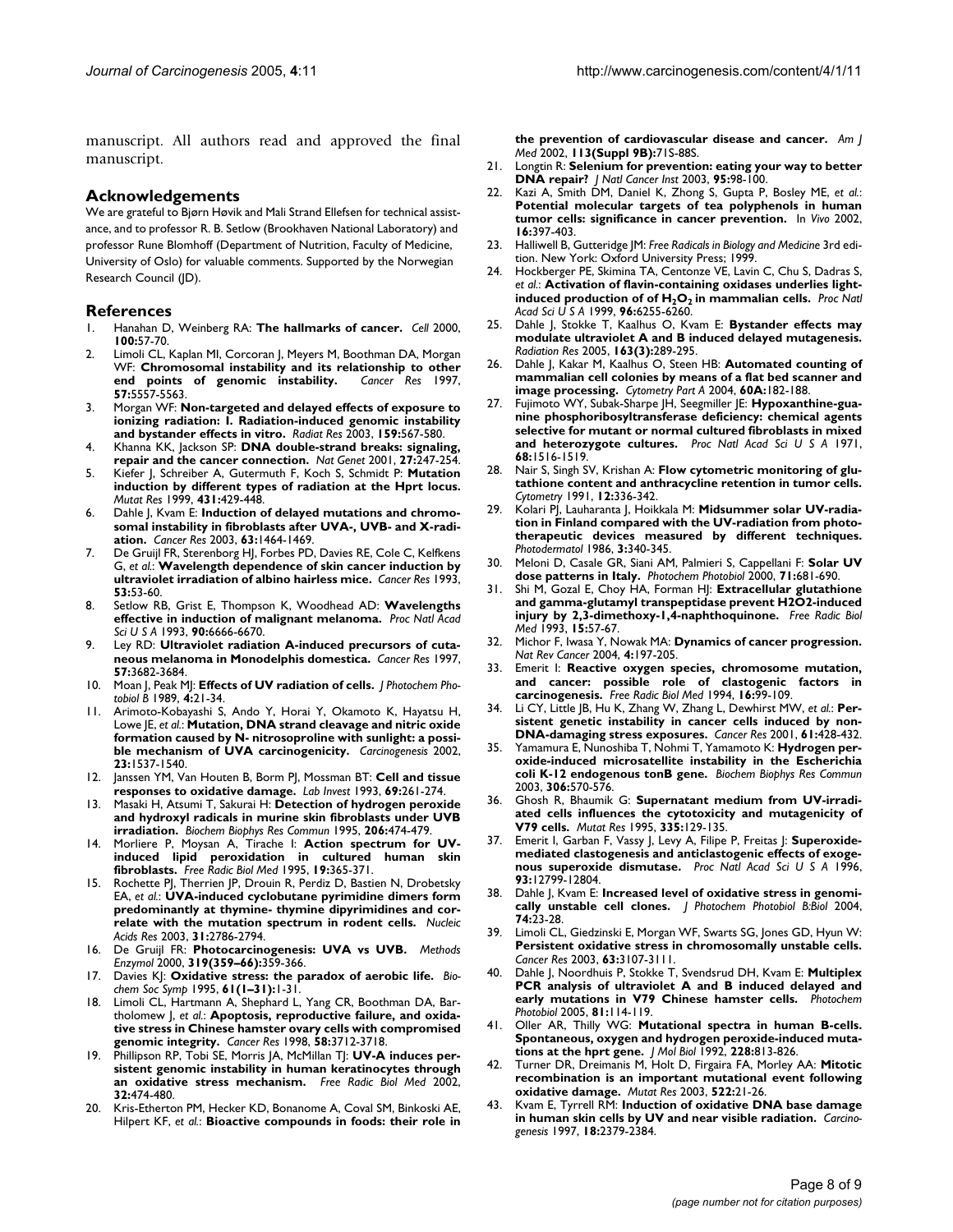manuscript. All authors read and approved the final manuscript.

## Acknowledgements

We are grateful to Bjørn Høvik and Mali Strand Ellefsen for technical assistance, and to professor R. B. Setlow (Brookhaven National Laboratory) and professor Rune Blomhoff (Department of Nutrition, Faculty of Medicine, University of Oslo) for valuable comments. Supported by the Norwegian Research Council (JD).

## References

1. Hanahan D, Weinberg RA: **The hallmarks of cancer.** *Cell* 2000, **100:**57-70.
2. Limoli CL, Kaplan MI, Corcoran J, Meyers M, Boothman DA, Morgan WF: **Chromosomal instability and its relationship to other end points of genomic instability.** *Cancer Res* 1997, **57:**5557-5563.
3. Morgan WF: **Non-targeted and delayed effects of exposure to ionizing radiation: I. Radiation-induced genomic instability and bystander effects in vitro.** *Radiat Res* 2003, **159:**567-580.
4. Khanna KK, Jackson SP: **DNA double-strand breaks: signaling, repair and the cancer connection.** *Nat Genet* 2001, **27:**247-254.
5. Kiefer J, Schreiber A, Gutermuth F, Koch S, Schmidt P: **Mutation induction by different types of radiation at the Hprt locus.** *Mutat Res* 1999, **431:**429-448.
6. Dahle J, Kvam E: **Induction of delayed mutations and chromosomal instability in fibroblasts after UVA-, UVB- and X-radiation.** *Cancer Res* 2003, **63:**1464-1469.
7. De Gruijl FR, Sterenborg HJ, Forbes PD, Davies RE, Cole C, Kelfkens G, *et al.*: **Wavelength dependence of skin cancer induction by ultraviolet irradiation of albino hairless mice.** *Cancer Res* 1993, **53:**53-60.
8. Setlow RB, Grist E, Thompson K, Woodhead AD: **Wavelengths effective in induction of malignant melanoma.** *Proc Natl Acad Sci U S A* 1993, **90:**6666-6670.
9. Ley RD: **Ultraviolet radiation A-induced precursors of cutaneous melanoma in Monodelphis domestica.** *Cancer Res* 1997, **57:**3682-3684.
10. Moan J, Peak MJ: **Effects of UV radiation of cells.** *J Photochem Photobiol B* 1989, **4:**21-34.
11. Arimoto-Kobayashi S, Ando Y, Horai Y, Okamoto K, Hayatsu H, Lowe JE, *et al.*: **Mutation, DNA strand cleavage and nitric oxide formation caused by N- nitrosoproline with sunlight: a possible mechanism of UVA carcinogenicity.** *Carcinogenesis* 2002, **23:**1537-1540.
12. Janssen YM, Van Houten B, Borm PJ, Mossman BT: **Cell and tissue responses to oxidative damage.** *Lab Invest* 1993, **69:**261-274.
13. Masaki H, Atsumi T, Sakurai H: **Detection of hydrogen peroxide and hydroxyl radicals in murine skin fibroblasts under UVB irradiation.** *Biochem Biophys Res Commun* 1995, **206:**474-479.
14. Morliere P, Moysan A, Tirache I: **Action spectrum for UV-induced lipid peroxidation in cultured human skin fibroblasts.** *Free Radic Biol Med* 1995, **19:**365-371.
15. Rochette PJ, Therrien JP, Drouin R, Perdiz D, Bastien N, Drobetsky EA, *et al.*: **UVA-induced cyclobutane pyrimidine dimers form predominantly at thymine- thymine dipyrimidines and correlate with the mutation spectrum in rodent cells.** *Nucleic Acids Res* 2003, **31:**2786-2794.
16. De Gruijl FR: **Photocarcinogenesis: UVA vs UVB.** *Methods Enzymol* 2000, **319(359–66):**359-366.
17. Davies KJ: **Oxidative stress: the paradox of aerobic life.** *Biochem Soc Symp* 1995, **61(1–31):**1-31.
18. Limoli CL, Hartmann A, Shephard L, Yang CR, Boothman DA, Bartholomew J, *et al.*: **Apoptosis, reproductive failure, and oxidative stress in Chinese hamster ovary cells with compromised genomic integrity.** *Cancer Res* 1998, **58:**3712-3718.
19. Phillipson RP, Tobi SE, Morris JA, McMillan TJ: **UV-A induces persistent genomic instability in human keratinocytes through an oxidative stress mechanism.** *Free Radic Biol Med* 2002, **32:**474-480.
20. Kris-Etherton PM, Hecker KD, Bonanome A, Coval SM, Binkoski AE, Hilpert KF, *et al.*: **Bioactive compounds in foods: their role in the prevention of cardiovascular disease and cancer.** *Am J Med* 2002, **113(Suppl 9B):**71S-88S.
21. Longtin R: **Selenium for prevention: eating your way to better DNA repair?** *J Natl Cancer Inst* 2003, **95:**98-100.
22. Kazi A, Smith DM, Daniel K, Zhong S, Gupta P, Bosley ME, *et al.*: **Potential molecular targets of tea polyphenols in human tumor cells: significance in cancer prevention.** *In Vivo* 2002, **16:**397-403.
23. Halliwell B, Gutteridge JM: *Free Radicals in Biology and Medicine* 3rd edition. New York: Oxford University Press; 1999.
24. Hockberger PE, Skimina TA, Centonze VE, Lavin C, Chu S, Dadras S, *et al.*: **Activation of flavin-containing oxidases underlies light-induced production of of $H_2O_2$ in mammalian cells.** *Proc Natl Acad Sci U S A* 1999, **96:**6255-6260.
25. Dahle J, Stokke T, Kaalhus O, Kvam E: **Bystander effects may modulate ultraviolet A and B induced delayed mutagenesis.** *Radiation Res* 2005, **163(3):**289-295.
26. Dahle J, Kakar M, Kaalhus O, Steen HB: **Automated counting of mammalian cell colonies by means of a flat bed scanner and image processing.** *Cytometry Part A* 2004, **60A:**182-188.
27. Fujimoto WY, Subak-Sharpe JH, Seegmiller JE: **Hypoxanthine-guanine phosphoribosyltransferase deficiency: chemical agents selective for mutant or normal cultured fibroblasts in mixed and heterozygote cultures.** *Proc Natl Acad Sci U S A* 1971, **68:**1516-1519.
28. Nair S, Singh SV, Krishan A: **Flow cytometric monitoring of glutathione content and anthracycline retention in tumor cells.** *Cytometry* 1991, **12:**336-342.
29. Kolari PJ, Lauharanta J, Hoikkala M: **Midsummer solar UV-radiation in Finland compared with the UV-radiation from phototherapeutic devices measured by different techniques.** *Photodermatol* 1986, **3:**340-345.
30. Meloni D, Casale GR, Siani AM, Palmieri S, Cappellani F: **Solar UV dose patterns in Italy.** *Photochem Photobiol* 2000, **71:**681-690.
31. Shi M, Gozal E, Choy HA, Forman HJ: **Extracellular glutathione and gamma-glutamyl transpeptidase prevent H2O2-induced injury by 2,3-dimethoxy-1,4-naphthoquinone.** *Free Radic Biol Med* 1993, **15:**57-67.
32. Michor F, Iwasa Y, Nowak MA: **Dynamics of cancer progression.** *Nat Rev Cancer* 2004, **4:**197-205.
33. Emerit I: **Reactive oxygen species, chromosome mutation, and cancer: possible role of clastogenic factors in carcinogenesis.** *Free Radic Biol Med* 1994, **16:**99-109.
34. Li CY, Little JB, Hu K, Zhang W, Zhang L, Dewhirst MW, *et al.*: **Persistent genetic instability in cancer cells induced by non-DNA-damaging stress exposures.** *Cancer Res* 2001, **61:**428-432.
35. Yamamura E, Nunoshiba T, Nohmi T, Yamamoto K: **Hydrogen peroxide-induced microsatellite instability in the Escherichia coli K-12 endogenous tonB gene.** *Biochem Biophys Res Commun* 2003, **306:**570-576.
36. Ghosh R, Bhaumik G: **Supernatant medium from UV-irradiated cells influences the cytotoxicity and mutagenicity of V79 cells.** *Mutat Res* 1995, **335:**129-135.
37. Emerit I, Garban F, Vassy J, Levy A, Filipe P, Freitas J: **Superoxide-mediated clastogenesis and anticlastogenic effects of exogenous superoxide dismutase.** *Proc Natl Acad Sci U S A* 1996, **93:**12799-12804.
38. Dahle J, Kvam E: **Increased level of oxidative stress in genomically unstable cell clones.** *J Photochem Photobiol B:Biol* 2004, **74:**23-28.
39. Limoli CL, Giedzinski E, Morgan WF, Swarts SG, Jones GD, Hyun W: **Persistent oxidative stress in chromosomally unstable cells.** *Cancer Res* 2003, **63:**3107-3111.
40. Dahle J, Noordhuis P, Stokke T, Svendsrud DH, Kvam E: **Multiplex PCR analysis of ultraviolet A and B induced delayed and early mutations in V79 Chinese hamster cells.** *Photochem Photobiol* 2005, **81:**114-119.
41. Oller AR, Thilly WG: **Mutational spectra in human B-cells. Spontaneous, oxygen and hydrogen peroxide-induced mutations at the hprt gene.** *J Mol Biol* 1992, **228:**813-826.
42. Turner DR, Dreimanis M, Holt D, Firgaira FA, Morley AA: **Mitotic recombination is an important mutational event following oxidative damage.** *Mutat Res* 2003, **522:**21-26.
43. Kvam E, Tyrrell RM: **Induction of oxidative DNA base damage in human skin cells by UV and near visible radiation.** *Carcinogenesis* 1997, **18:**2379-2384.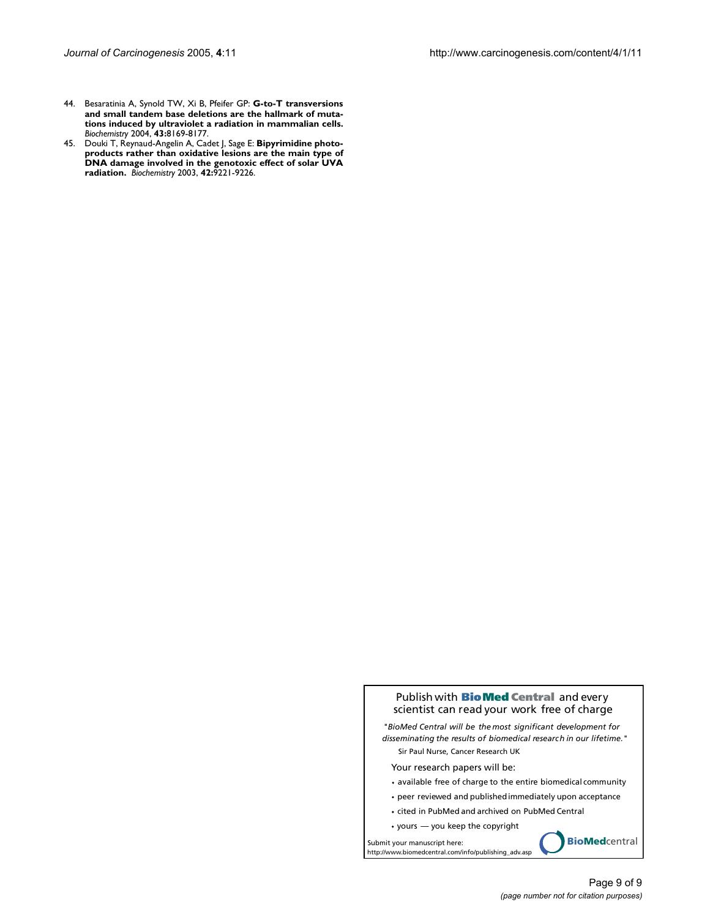44. Besaratinia A, Synold TW, Xi B, Pfeifer GP: **G-to-T transversions and small tandem base deletions are the hallmark of mutations induced by ultraviolet a radiation in mammalian cells.** *Biochemistry* 2004, **43:**8169-8177.
45. Douki T, Reynaud-Angelin A, Cadet J, Sage E: **Bipyrimidine photoproducts rather than oxidative lesions are the main type of DNA damage involved in the genotoxic effect of solar UVA radiation.** *Biochemistry* 2003, **42:**9221-9226.

Publish with **BioMed Central** and every scientist can read your work free of charge

*"BioMed Central will be the most significant development for disseminating the results of biomedical research in our lifetime."*

Sir Paul Nurse, Cancer Research UK

Your research papers will be:

- available free of charge to the entire biomedical community
- peer reviewed and published immediately upon acceptance
- cited in PubMed and archived on PubMed Central
- yours — you keep the copyright

Submit your manuscript here:
http://www.biomedcentral.com/info/publishing_adv.asp

**BioMed**central